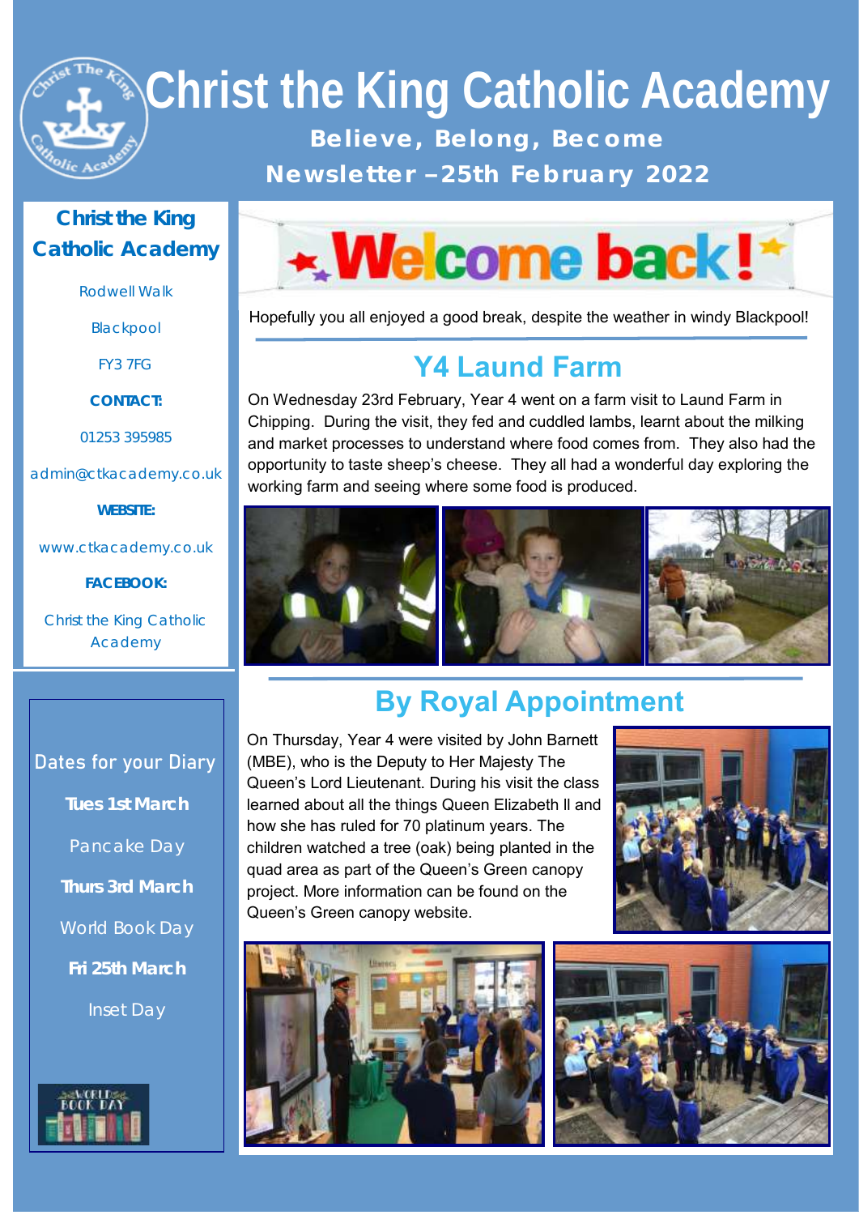# Christ the King Catholic Academy

**Believe, Belong, Become**

**Newsletter –25th February 2022**

## Welcome back!

Hopefully you all enjoyed a good break, despite the weather in windy Blackpool!

## Y4 Laund Farm

On Wednesday 23rd February, Year 4 went on a farm visit to Laund Farm in Chipping. During the visit, they fed and cuddled lambs, learnt about the milking and market processes to understand where food comes from. They also had the opportunity to taste sheep's cheese. They all had a wonderful day exploring the working farm and seeing where some food is produced.

## By Royal Appointment

On Thursday, Year 4 were visited by John Barnett (MBE), who is the Deputy to Her Majesty The Queen's Lord Lieutenant. During his visit the class learned about all the things Queen Elizabeth ll and how she has ruled for 70 platinum years. The children watched a tree (oak) being planted in the quad area as part of the Queen's Green canopy project. More information can be found on the Queen's Green canopy website.

### Christ the King Catholic Academy

Rodwell Walk

Blackpool

FY3 7FG

**CONTACT:**

01253 395985

admin@ctkacademy.co.uk

**WEBSITE:**

www.ctkacademy.co.uk

**FACEBOOK:**

Christ the King Catholic Academy

### Dates for your Diary

**Tues 1st March**

Pancake Day

**Thurs 3rd March**

World Book Day

**Fri 25th March**

Inset Day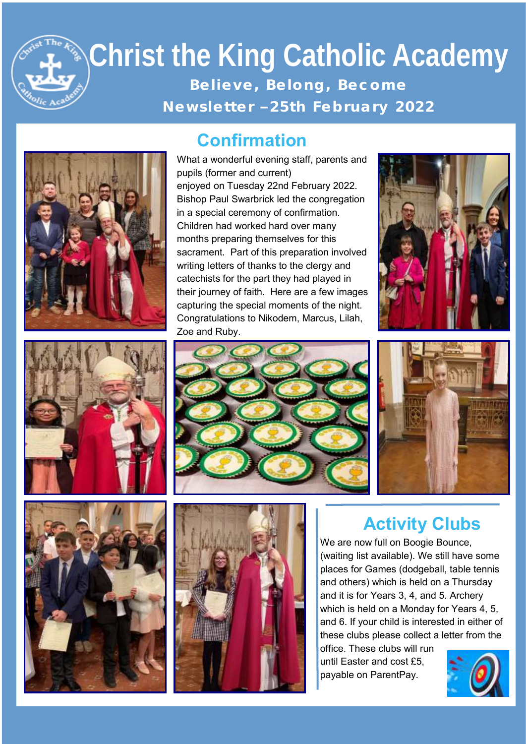# Christ the King Catholic Academy

**Believe, Belong, Become**

**Newsletter –25th February 2022**

## Confirmation

What a wonderful evening staff, parents and pupils (former and current) enjoyed on Tuesday 22nd February 2022. Bishop Paul Swarbrick led the congregation in a special ceremony of confirmation. Children had worked hard over many months preparing themselves for this sacrament. Part of this preparation involved writing letters of thanks to the clergy and catechists for the part they had played in their journey of faith. Here are a few images capturing the special moments of the night. Congratulations to Nikodem, Marcus, Lilah, Zoe and Ruby.

## Activity Clubs

We are now full on Boogie Bounce, (waiting list available). We still have some places for Games (dodgeball, table tennis and others) which is held on a Thursday and it is for Years 3, 4, and 5. Archery which is held on a Monday for Years 4, 5, and 6. If your child is interested in either of these clubs please collect a letter from the office. These clubs will run until Easter and cost £5, payable on ParentPay.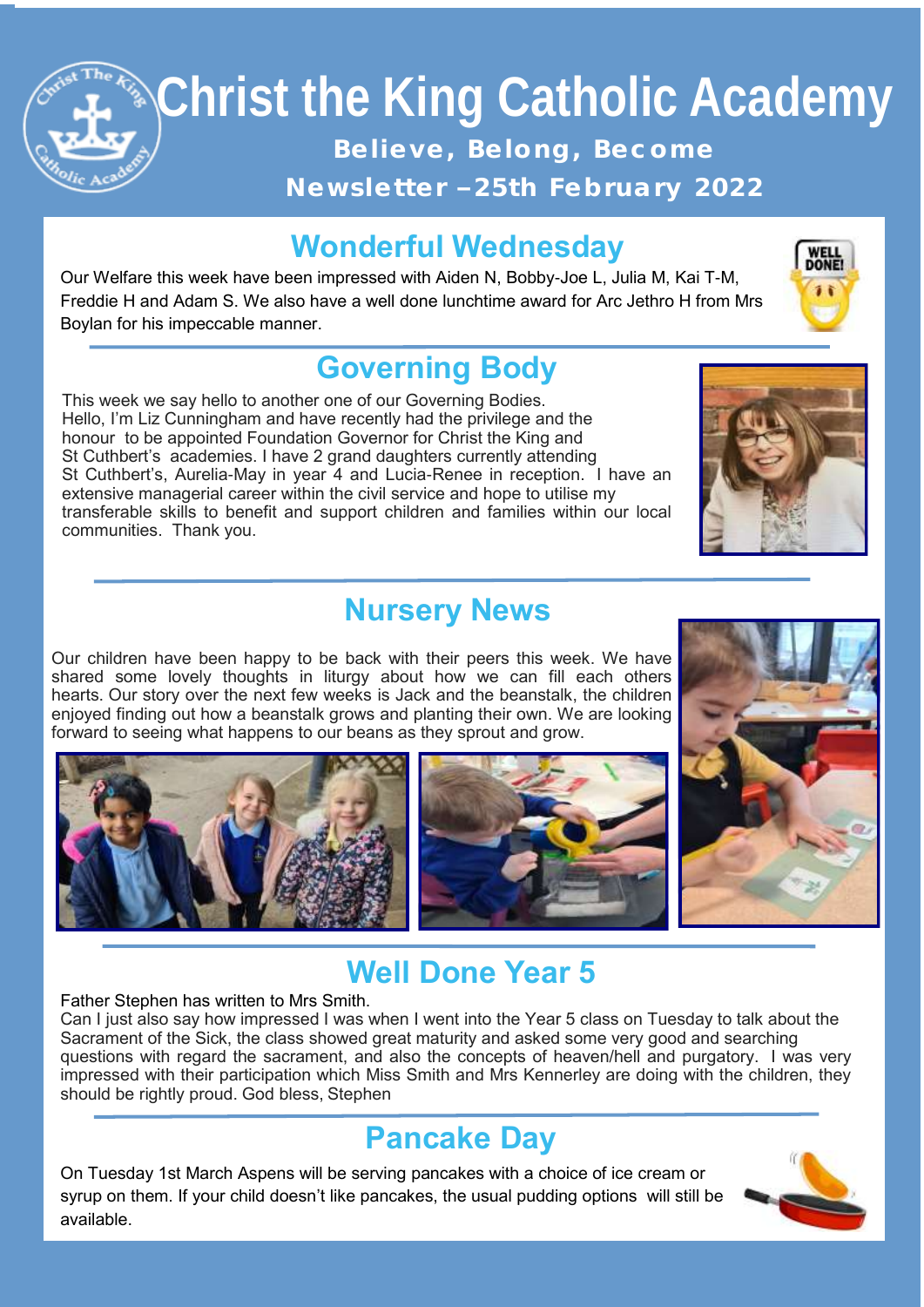# Christ the King Catholic Academy

**Believe, Belong, Become**

**Newsletter –25th February 2022**

## Wonderful Wednesday

Our Welfare this week have been impressed with Aiden N, Bobby-Joe L, Julia M, Kai T-M, Freddie H and Adam S. We also have a well done lunchtime award for Arc Jethro H from Mrs Boylan for his impeccable manner.

## Governing Body

This week we say hello to another one of our Governing Bodies.
Hello, I'm Liz Cunningham and have recently had the privilege and the honour to be appointed Foundation Governor for Christ the King and St Cuthbert's academies. I have 2 grand daughters currently attending St Cuthbert's, Aurelia-May in year 4 and Lucia-Renee in reception. I have an extensive managerial career within the civil service and hope to utilise my transferable skills to benefit and support children and families within our local communities. Thank you.

## Nursery News

Our children have been happy to be back with their peers this week. We have shared some lovely thoughts in liturgy about how we can fill each others hearts. Our story over the next few weeks is Jack and the beanstalk, the children enjoyed finding out how a beanstalk grows and planting their own. We are looking forward to seeing what happens to our beans as they sprout and grow.

## Well Done Year 5

Father Stephen has written to Mrs Smith.
Can I just also say how impressed I was when I went into the Year 5 class on Tuesday to talk about the Sacrament of the Sick, the class showed great maturity and asked some very good and searching questions with regard the sacrament, and also the concepts of heaven/hell and purgatory. I was very impressed with their participation which Miss Smith and Mrs Kennerley are doing with the children, they should be rightly proud. God bless, Stephen

## Pancake Day

On Tuesday 1st March Aspens will be serving pancakes with a choice of ice cream or syrup on them. If your child doesn't like pancakes, the usual pudding options will still be available.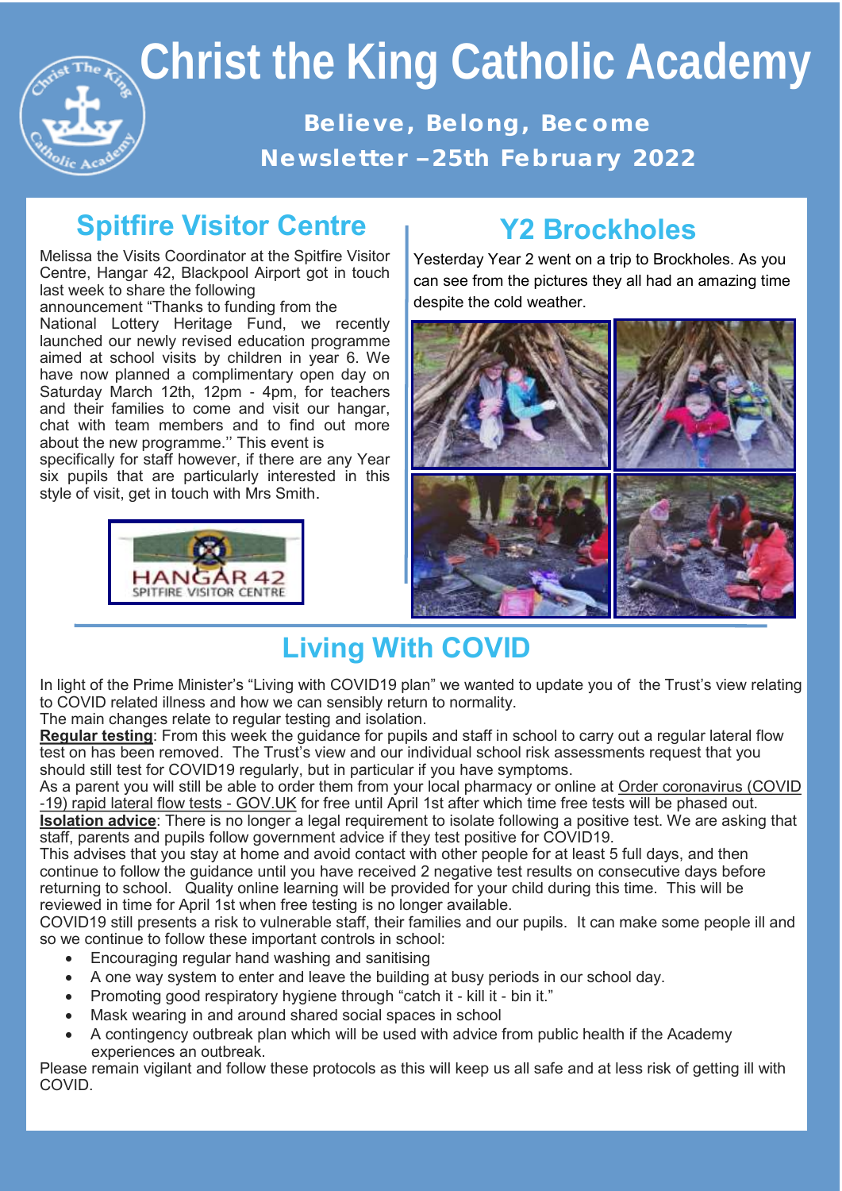# Christ the King Catholic Academy

**Believe, Belong, Become**

**Newsletter – 25th February 2022**

## Spitfire Visitor Centre

Melissa the Visits Coordinator at the Spitfire Visitor Centre, Hangar 42, Blackpool Airport got in touch last week to share the following announcement "Thanks to funding from the National Lottery Heritage Fund, we recently launched our newly revised education programme aimed at school visits by children in year 6. We have now planned a complimentary open day on Saturday March 12th, 12pm - 4pm, for teachers and their families to come and visit our hangar, chat with team members and to find out more about the new programme.'' This event is specifically for staff however, if there are any Year six pupils that are particularly interested in this style of visit, get in touch with Mrs Smith.

HANGAR 42
SPITFIRE VISITOR CENTRE

## Y2 Brockholes

Yesterday Year 2 went on a trip to Brockholes. As you can see from the pictures they all had an amazing time despite the cold weather.

## Living With COVID

In light of the Prime Minister's "Living with COVID19 plan" we wanted to update you of the Trust's view relating to COVID related illness and how we can sensibly return to normality.

The main changes relate to regular testing and isolation.

**Regular testing**: From this week the guidance for pupils and staff in school to carry out a regular lateral flow test on has been removed. The Trust's view and our individual school risk assessments request that you should still test for COVID19 regularly, but in particular if you have symptoms.

As a parent you will still be able to order them from your local pharmacy or online at Order coronavirus (COVID -19) rapid lateral flow tests - GOV.UK for free until April 1st after which time free tests will be phased out.

**Isolation advice**: There is no longer a legal requirement to isolate following a positive test. We are asking that staff, parents and pupils follow government advice if they test positive for COVID19.

This advises that you stay at home and avoid contact with other people for at least 5 full days, and then continue to follow the guidance until you have received 2 negative test results on consecutive days before returning to school. Quality online learning will be provided for your child during this time. This will be reviewed in time for April 1st when free testing is no longer available.

COVID19 still presents a risk to vulnerable staff, their families and our pupils. It can make some people ill and so we continue to follow these important controls in school:

- Encouraging regular hand washing and sanitising
- A one way system to enter and leave the building at busy periods in our school day.
- Promoting good respiratory hygiene through "catch it - kill it - bin it."
- Mask wearing in and around shared social spaces in school
- A contingency outbreak plan which will be used with advice from public health if the Academy experiences an outbreak.

Please remain vigilant and follow these protocols as this will keep us all safe and at less risk of getting ill with COVID.